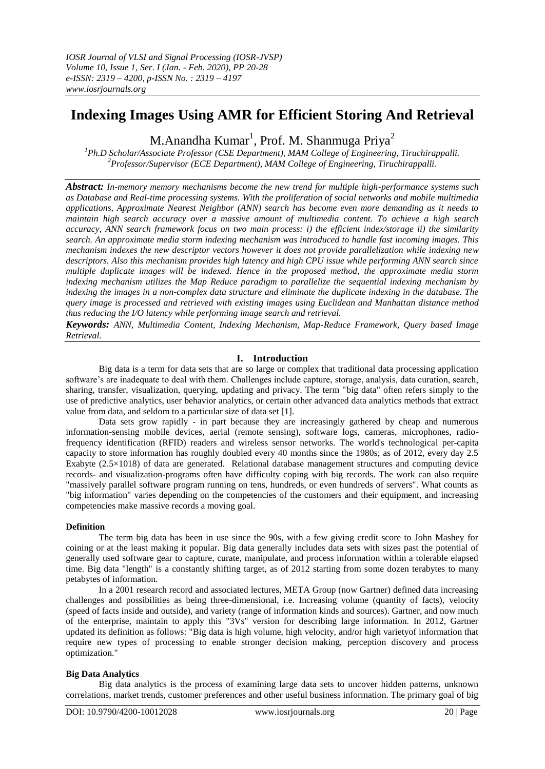# Indexing Images Using AMR for Efficient Storing And Retrieval

M.Anandha Kumar[1], Prof. M. Shanmuga Priya[2]

[1]Ph.D Scholar/Associate Professor (CSE Department), MAM College of Engineering, Tiruchirappalli.
[2]Professor/Supervisor (ECE Department), MAM College of Engineering, Tiruchirappalli.

***Abstract:*** *In-memory memory mechanisms become the new trend for multiple high-performance systems such as Database and Real-time processing systems. With the proliferation of social networks and mobile multimedia applications, Approximate Nearest Neighbor (ANN) search has become even more demanding as it needs to maintain high search accuracy over a massive amount of multimedia content. To achieve a high search accuracy, ANN search framework focus on two main process: i) the efficient index/storage ii) the similarity search. An approximate media storm indexing mechanism was introduced to handle fast incoming images. This mechanism indexes the new descriptor vectors however it does not provide parallelization while indexing new descriptors. Also this mechanism provides high latency and high CPU issue while performing ANN search since multiple duplicate images will be indexed. Hence in the proposed method, the approximate media storm indexing mechanism utilizes the Map Reduce paradigm to parallelize the sequential indexing mechanism by indexing the images in a non-complex data structure and eliminate the duplicate indexing in the database. The query image is processed and retrieved with existing images using Euclidean and Manhattan distance method thus reducing the I/O latency while performing image search and retrieval.*

***Keywords:*** *ANN, Multimedia Content, Indexing Mechanism, Map-Reduce Framework, Query based Image Retrieval.*

## I. Introduction

Big data is a term for data sets that are so large or complex that traditional data processing application software's are inadequate to deal with them. Challenges include capture, storage, analysis, data curation, search, sharing, transfer, visualization, querying, updating and privacy. The term "big data" often refers simply to the use of predictive analytics, user behavior analytics, or certain other advanced data analytics methods that extract value from data, and seldom to a particular size of data set [1].

Data sets grow rapidly - in part because they are increasingly gathered by cheap and numerous information-sensing mobile devices, aerial (remote sensing), software logs, cameras, microphones, radio-frequency identification (RFID) readers and wireless sensor networks. The world's technological per-capita capacity to store information has roughly doubled every 40 months since the 1980s; as of 2012, every day 2.5 Exabyte (2.5×1018) of data are generated. Relational database management structures and computing device records- and visualization-programs often have difficulty coping with big records. The work can also require "massively parallel software program running on tens, hundreds, or even hundreds of servers". What counts as "big information" varies depending on the competencies of the customers and their equipment, and increasing competencies make massive records a moving goal.

### Definition

The term big data has been in use since the 90s, with a few giving credit score to John Mashey for coining or at the least making it popular. Big data generally includes data sets with sizes past the potential of generally used software gear to capture, curate, manipulate, and process information within a tolerable elapsed time. Big data "length" is a constantly shifting target, as of 2012 starting from some dozen terabytes to many petabytes of information.

In a 2001 research record and associated lectures, META Group (now Gartner) defined data increasing challenges and possibilities as being three-dimensional, i.e. Increasing volume (quantity of facts), velocity (speed of facts inside and outside), and variety (range of information kinds and sources). Gartner, and now much of the enterprise, maintain to apply this "3Vs" version for describing large information. In 2012, Gartner updated its definition as follows: "Big data is high volume, high velocity, and/or high varietyof information that require new types of processing to enable stronger decision making, perception discovery and process optimization."

### Big Data Analytics

Big data analytics is the process of examining large data sets to uncover hidden patterns, unknown correlations, market trends, customer preferences and other useful business information. The primary goal of big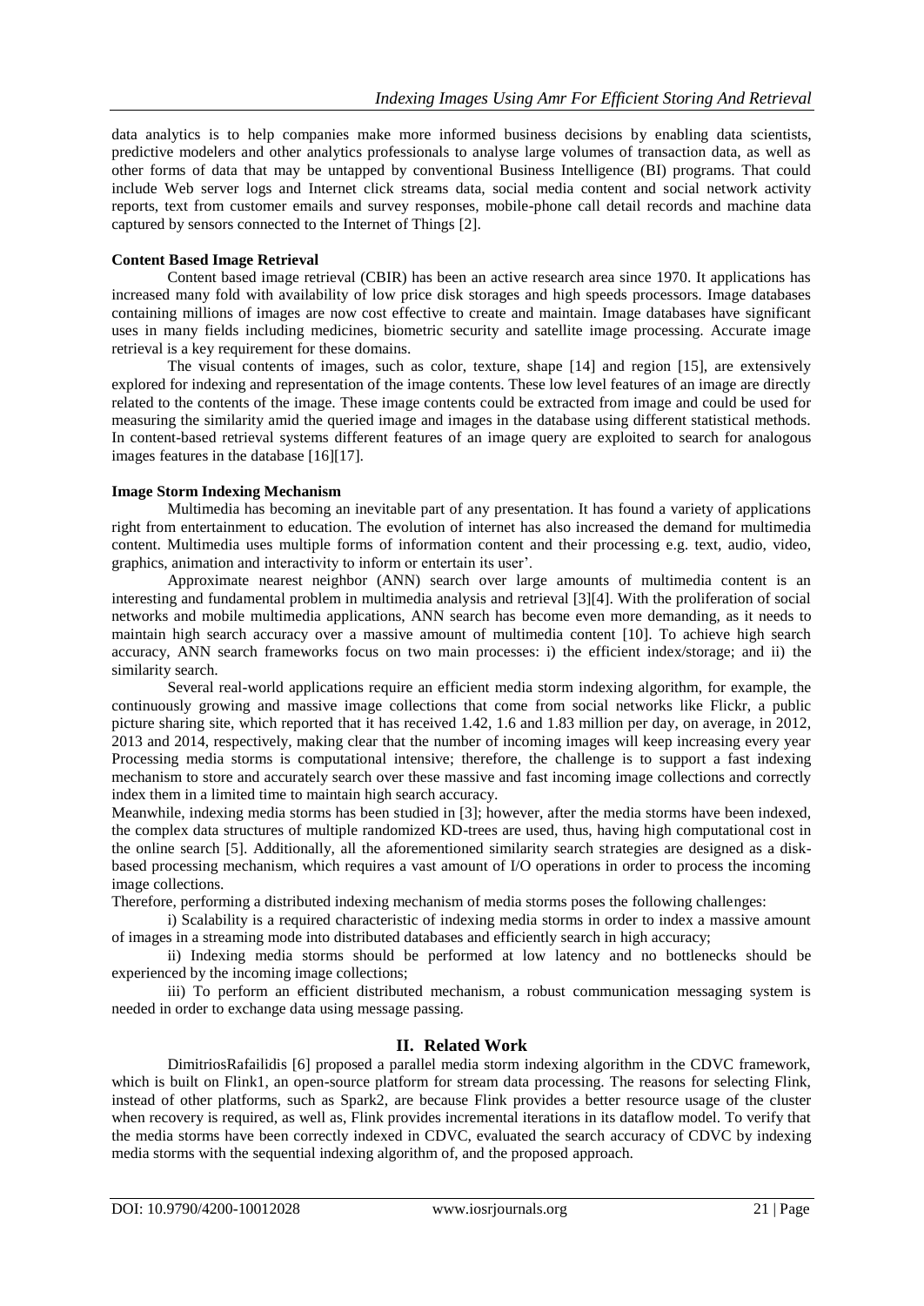data analytics is to help companies make more informed business decisions by enabling data scientists, predictive modelers and other analytics professionals to analyse large volumes of transaction data, as well as other forms of data that may be untapped by conventional Business Intelligence (BI) programs. That could include Web server logs and Internet click streams data, social media content and social network activity reports, text from customer emails and survey responses, mobile-phone call detail records and machine data captured by sensors connected to the Internet of Things [2].

**Content Based Image Retrieval**

Content based image retrieval (CBIR) has been an active research area since 1970. It applications has increased many fold with availability of low price disk storages and high speeds processors. Image databases containing millions of images are now cost effective to create and maintain. Image databases have significant uses in many fields including medicines, biometric security and satellite image processing. Accurate image retrieval is a key requirement for these domains.

The visual contents of images, such as color, texture, shape [14] and region [15], are extensively explored for indexing and representation of the image contents. These low level features of an image are directly related to the contents of the image. These image contents could be extracted from image and could be used for measuring the similarity amid the queried image and images in the database using different statistical methods. In content-based retrieval systems different features of an image query are exploited to search for analogous images features in the database [16][17].

**Image Storm Indexing Mechanism**

Multimedia has becoming an inevitable part of any presentation. It has found a variety of applications right from entertainment to education. The evolution of internet has also increased the demand for multimedia content. Multimedia uses multiple forms of information content and their processing e.g. text, audio, video, graphics, animation and interactivity to inform or entertain its user'.

Approximate nearest neighbor (ANN) search over large amounts of multimedia content is an interesting and fundamental problem in multimedia analysis and retrieval [3][4]. With the proliferation of social networks and mobile multimedia applications, ANN search has become even more demanding, as it needs to maintain high search accuracy over a massive amount of multimedia content [10]. To achieve high search accuracy, ANN search frameworks focus on two main processes: i) the efficient index/storage; and ii) the similarity search.

Several real-world applications require an efficient media storm indexing algorithm, for example, the continuously growing and massive image collections that come from social networks like Flickr, a public picture sharing site, which reported that it has received 1.42, 1.6 and 1.83 million per day, on average, in 2012, 2013 and 2014, respectively, making clear that the number of incoming images will keep increasing every year Processing media storms is computational intensive; therefore, the challenge is to support a fast indexing mechanism to store and accurately search over these massive and fast incoming image collections and correctly index them in a limited time to maintain high search accuracy.

Meanwhile, indexing media storms has been studied in [3]; however, after the media storms have been indexed, the complex data structures of multiple randomized KD-trees are used, thus, having high computational cost in the online search [5]. Additionally, all the aforementioned similarity search strategies are designed as a disk-based processing mechanism, which requires a vast amount of I/O operations in order to process the incoming image collections.

Therefore, performing a distributed indexing mechanism of media storms poses the following challenges:

i) Scalability is a required characteristic of indexing media storms in order to index a massive amount of images in a streaming mode into distributed databases and efficiently search in high accuracy;

ii) Indexing media storms should be performed at low latency and no bottlenecks should be experienced by the incoming image collections;

iii) To perform an efficient distributed mechanism, a robust communication messaging system is needed in order to exchange data using message passing.

## II. Related Work

DimitriosRafailidis [6] proposed a parallel media storm indexing algorithm in the CDVC framework, which is built on Flink1, an open-source platform for stream data processing. The reasons for selecting Flink, instead of other platforms, such as Spark2, are because Flink provides a better resource usage of the cluster when recovery is required, as well as, Flink provides incremental iterations in its dataflow model. To verify that the media storms have been correctly indexed in CDVC, evaluated the search accuracy of CDVC by indexing media storms with the sequential indexing algorithm of, and the proposed approach.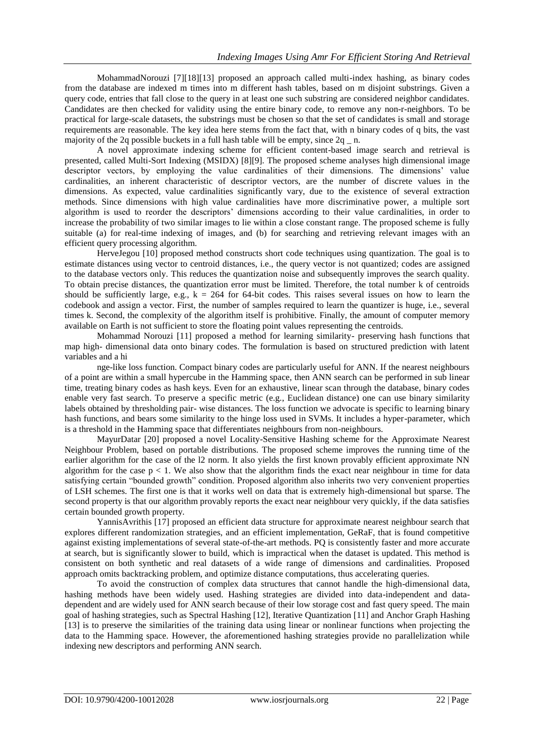MohammadNorouzi [7][18][13] proposed an approach called multi-index hashing, as binary codes from the database are indexed m times into m different hash tables, based on m disjoint substrings. Given a query code, entries that fall close to the query in at least one such substring are considered neighbor candidates. Candidates are then checked for validity using the entire binary code, to remove any non-r-neighbors. To be practical for large-scale datasets, the substrings must be chosen so that the set of candidates is small and storage requirements are reasonable. The key idea here stems from the fact that, with n binary codes of q bits, the vast majority of the 2q possible buckets in a full hash table will be empty, since 2q _ n.

A novel approximate indexing scheme for efficient content-based image search and retrieval is presented, called Multi-Sort Indexing (MSIDX) [8][9]. The proposed scheme analyses high dimensional image descriptor vectors, by employing the value cardinalities of their dimensions. The dimensions' value cardinalities, an inherent characteristic of descriptor vectors, are the number of discrete values in the dimensions. As expected, value cardinalities significantly vary, due to the existence of several extraction methods. Since dimensions with high value cardinalities have more discriminative power, a multiple sort algorithm is used to reorder the descriptors' dimensions according to their value cardinalities, in order to increase the probability of two similar images to lie within a close constant range. The proposed scheme is fully suitable (a) for real-time indexing of images, and (b) for searching and retrieving relevant images with an efficient query processing algorithm.

HerveJegou [10] proposed method constructs short code techniques using quantization. The goal is to estimate distances using vector to centroid distances, i.e., the query vector is not quantized; codes are assigned to the database vectors only. This reduces the quantization noise and subsequently improves the search quality. To obtain precise distances, the quantization error must be limited. Therefore, the total number k of centroids should be sufficiently large, e.g., k = 264 for 64-bit codes. This raises several issues on how to learn the codebook and assign a vector. First, the number of samples required to learn the quantizer is huge, i.e., several times k. Second, the complexity of the algorithm itself is prohibitive. Finally, the amount of computer memory available on Earth is not sufficient to store the floating point values representing the centroids.

Mohammad Norouzi [11] proposed a method for learning similarity- preserving hash functions that map high- dimensional data onto binary codes. The formulation is based on structured prediction with latent variables and a hi

nge-like loss function. Compact binary codes are particularly useful for ANN. If the nearest neighbours of a point are within a small hypercube in the Hamming space, then ANN search can be performed in sub linear time, treating binary codes as hash keys. Even for an exhaustive, linear scan through the database, binary codes enable very fast search. To preserve a specific metric (e.g., Euclidean distance) one can use binary similarity labels obtained by thresholding pair- wise distances. The loss function we advocate is specific to learning binary hash functions, and bears some similarity to the hinge loss used in SVMs. It includes a hyper-parameter, which is a threshold in the Hamming space that differentiates neighbours from non-neighbours.

MayurDatar [20] proposed a novel Locality-Sensitive Hashing scheme for the Approximate Nearest Neighbour Problem, based on portable distributions. The proposed scheme improves the running time of the earlier algorithm for the case of the l2 norm. It also yields the first known provably efficient approximate NN algorithm for the case $p < 1$. We also show that the algorithm finds the exact near neighbour in time for data satisfying certain "bounded growth" condition. Proposed algorithm also inherits two very convenient properties of LSH schemes. The first one is that it works well on data that is extremely high-dimensional but sparse. The second property is that our algorithm provably reports the exact near neighbour very quickly, if the data satisfies certain bounded growth property.

YannisAvrithis [17] proposed an efficient data structure for approximate nearest neighbour search that explores different randomization strategies, and an efficient implementation, GeRaF, that is found competitive against existing implementations of several state-of-the-art methods. PQ is consistently faster and more accurate at search, but is significantly slower to build, which is impractical when the dataset is updated. This method is consistent on both synthetic and real datasets of a wide range of dimensions and cardinalities. Proposed approach omits backtracking problem, and optimize distance computations, thus accelerating queries.

To avoid the construction of complex data structures that cannot handle the high-dimensional data, hashing methods have been widely used. Hashing strategies are divided into data-independent and data-dependent and are widely used for ANN search because of their low storage cost and fast query speed. The main goal of hashing strategies, such as Spectral Hashing [12], Iterative Quantization [11] and Anchor Graph Hashing [13] is to preserve the similarities of the training data using linear or nonlinear functions when projecting the data to the Hamming space. However, the aforementioned hashing strategies provide no parallelization while indexing new descriptors and performing ANN search.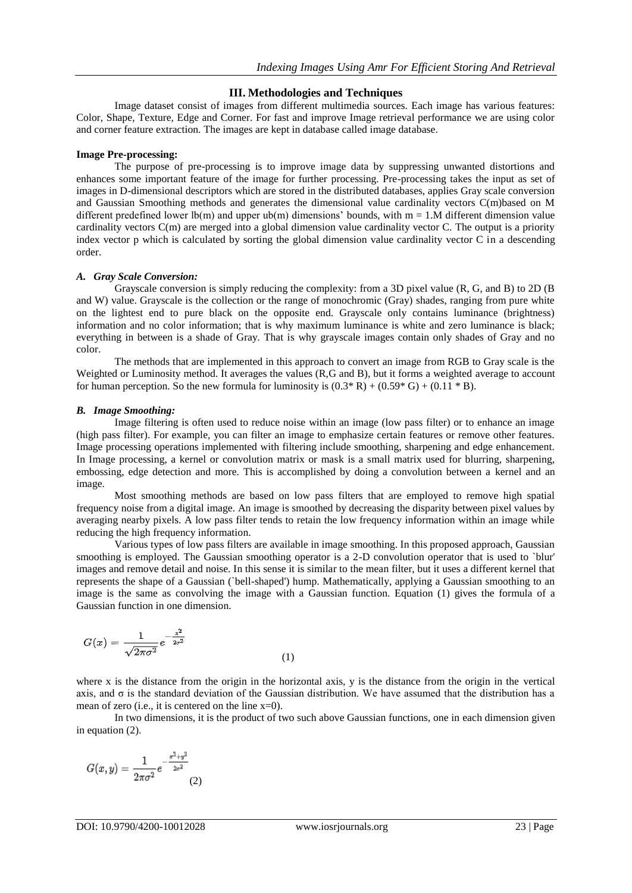## III. Methodologies and Techniques

Image dataset consist of images from different multimedia sources. Each image has various features: Color, Shape, Texture, Edge and Corner. For fast and improve Image retrieval performance we are using color and corner feature extraction. The images are kept in database called image database.

**Image Pre-processing:**

The purpose of pre-processing is to improve image data by suppressing unwanted distortions and enhances some important feature of the image for further processing. Pre-processing takes the input as set of images in D-dimensional descriptors which are stored in the distributed databases, applies Gray scale conversion and Gaussian Smoothing methods and generates the dimensional value cardinality vectors C(m)based on M different predefined lower lb(m) and upper ub(m) dimensions' bounds, with m = 1.M different dimension value cardinality vectors C(m) are merged into a global dimension value cardinality vector C. The output is a priority index vector p which is calculated by sorting the global dimension value cardinality vector C in a descending order.

### *A. Gray Scale Conversion:*

Grayscale conversion is simply reducing the complexity: from a 3D pixel value (R, G, and B) to 2D (B and W) value. Grayscale is the collection or the range of monochromic (Gray) shades, ranging from pure white on the lightest end to pure black on the opposite end. Grayscale only contains luminance (brightness) information and no color information; that is why maximum luminance is white and zero luminance is black; everything in between is a shade of Gray. That is why grayscale images contain only shades of Gray and no color.

The methods that are implemented in this approach to convert an image from RGB to Gray scale is the Weighted or Luminosity method. It averages the values (R,G and B), but it forms a weighted average to account for human perception. So the new formula for luminosity is (0.3* R) + (0.59* G) + (0.11 * B).

### *B. Image Smoothing:*

Image filtering is often used to reduce noise within an image (low pass filter) or to enhance an image (high pass filter). For example, you can filter an image to emphasize certain features or remove other features. Image processing operations implemented with filtering include smoothing, sharpening and edge enhancement. In Image processing, a kernel or convolution matrix or mask is a small matrix used for blurring, sharpening, embossing, edge detection and more. This is accomplished by doing a convolution between a kernel and an image.

Most smoothing methods are based on low pass filters that are employed to remove high spatial frequency noise from a digital image. An image is smoothed by decreasing the disparity between pixel values by averaging nearby pixels. A low pass filter tends to retain the low frequency information within an image while reducing the high frequency information.

Various types of low pass filters are available in image smoothing. In this proposed approach, Gaussian smoothing is employed. The Gaussian smoothing operator is a 2-D convolution operator that is used to `blur' images and remove detail and noise. In this sense it is similar to the mean filter, but it uses a different kernel that represents the shape of a Gaussian (`bell-shaped') hump. Mathematically, applying a Gaussian smoothing to an image is the same as convolving the image with a Gaussian function. Equation (1) gives the formula of a Gaussian function in one dimension.

$$G(x) = \frac{1}{\sqrt{2\pi\sigma^2}} e^{-\frac{x^2}{2\sigma^2}} \quad (1)$$

where x is the distance from the origin in the horizontal axis, y is the distance from the origin in the vertical axis, and σ is the standard deviation of the Gaussian distribution. We have assumed that the distribution has a mean of zero (i.e., it is centered on the line x=0).

In two dimensions, it is the product of two such above Gaussian functions, one in each dimension given in equation (2).

$$G(x,y) = \frac{1}{2\pi\sigma^2} e^{-\frac{x^2+y^2}{2\sigma^2}} \quad (2)$$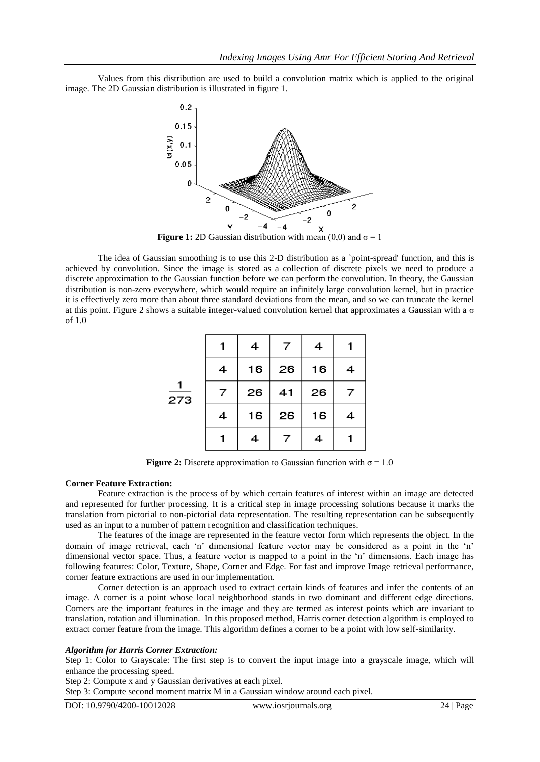Values from this distribution are used to build a convolution matrix which is applied to the original image. The 2D Gaussian distribution is illustrated in figure 1.

0.2
0.15
G(x,y) 0.1
0.05
0
2
0
-2
Y -4
-4
-2
0
2
X

**Figure 1:** 2D Gaussian distribution with mean (0,0) and $\sigma = 1$

The idea of Gaussian smoothing is to use this 2-D distribution as a `point-spread' function, and this is achieved by convolution. Since the image is stored as a collection of discrete pixels we need to produce a discrete approximation to the Gaussian function before we can perform the convolution. In theory, the Gaussian distribution is non-zero everywhere, which would require an infinitely large convolution kernel, but in practice it is effectively zero more than about three standard deviations from the mean, and so we can truncate the kernel at this point. Figure 2 shows a suitable integer-valued convolution kernel that approximates a Gaussian with a $\sigma$ of 1.0

$$\frac{1}{273}\begin{bmatrix} 1 & 4 & 7 & 4 & 1 \\ 4 & 16 & 26 & 16 & 4 \\ 7 & 26 & 41 & 26 & 7 \\ 4 & 16 & 26 & 16 & 4 \\ 1 & 4 & 7 & 4 & 1 \end{bmatrix}$$

**Figure 2:** Discrete approximation to Gaussian function with $\sigma = 1.0$

**Corner Feature Extraction:**

Feature extraction is the process of by which certain features of interest within an image are detected and represented for further processing. It is a critical step in image processing solutions because it marks the translation from pictorial to non-pictorial data representation. The resulting representation can be subsequently used as an input to a number of pattern recognition and classification techniques.

The features of the image are represented in the feature vector form which represents the object. In the domain of image retrieval, each 'n' dimensional feature vector may be considered as a point in the 'n' dimensional vector space. Thus, a feature vector is mapped to a point in the 'n' dimensions. Each image has following features: Color, Texture, Shape, Corner and Edge. For fast and improve Image retrieval performance, corner feature extractions are used in our implementation.

Corner detection is an approach used to extract certain kinds of features and infer the contents of an image. A corner is a point whose local neighborhood stands in two dominant and different edge directions. Corners are the important features in the image and they are termed as interest points which are invariant to translation, rotation and illumination. In this proposed method, Harris corner detection algorithm is employed to extract corner feature from the image. This algorithm defines a corner to be a point with low self-similarity.

***Algorithm for Harris Corner Extraction:***

Step 1: Color to Grayscale: The first step is to convert the input image into a grayscale image, which will enhance the processing speed.

Step 2: Compute x and y Gaussian derivatives at each pixel.

Step 3: Compute second moment matrix M in a Gaussian window around each pixel.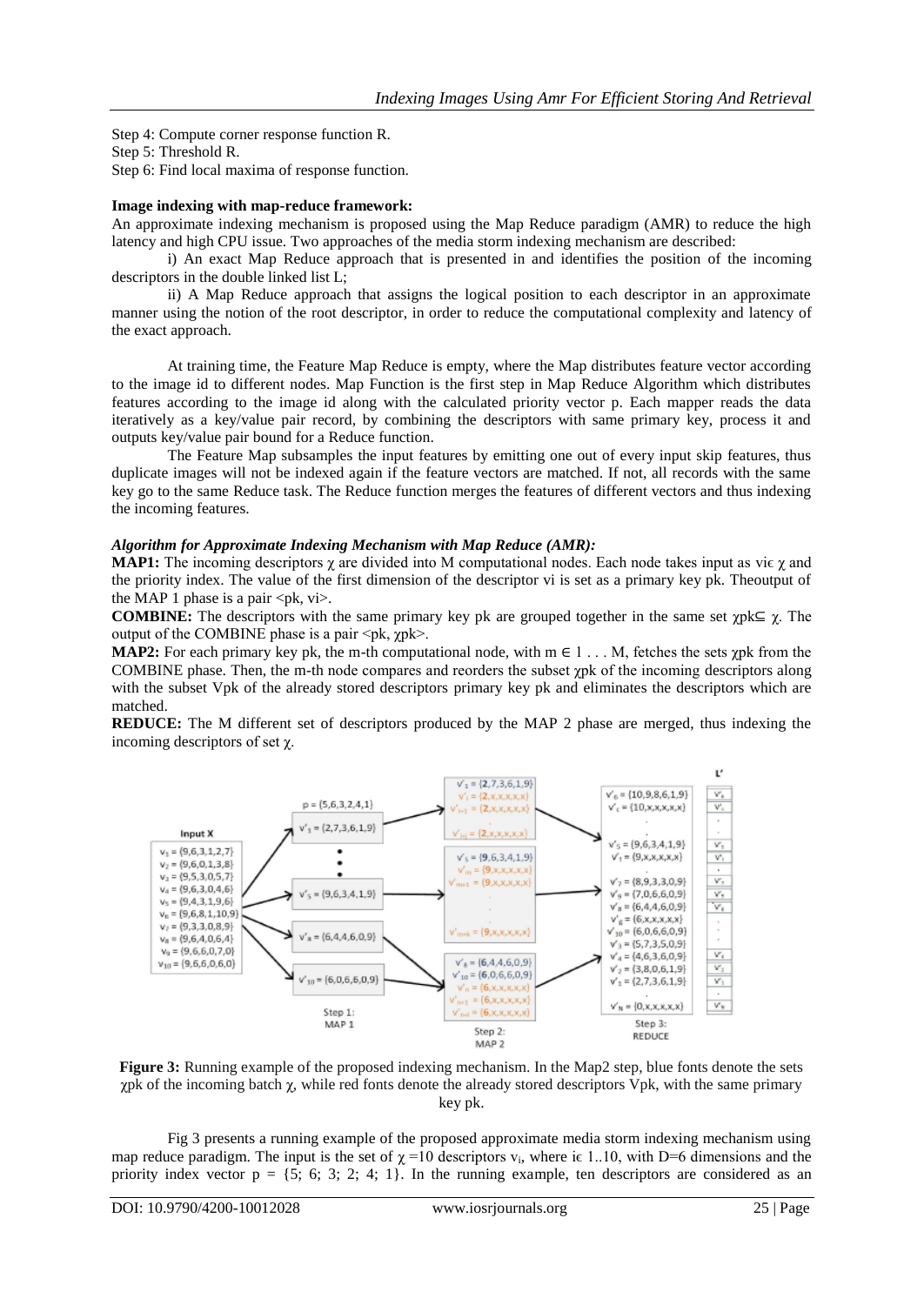Step 4: Compute corner response function R.
Step 5: Threshold R.
Step 6: Find local maxima of response function.

**Image indexing with map-reduce framework:**

An approximate indexing mechanism is proposed using the Map Reduce paradigm (AMR) to reduce the high latency and high CPU issue. Two approaches of the media storm indexing mechanism are described:

i) An exact Map Reduce approach that is presented in and identifies the position of the incoming descriptors in the double linked list L;

ii) A Map Reduce approach that assigns the logical position to each descriptor in an approximate manner using the notion of the root descriptor, in order to reduce the computational complexity and latency of the exact approach.

At training time, the Feature Map Reduce is empty, where the Map distributes feature vector according to the image id to different nodes. Map Function is the first step in Map Reduce Algorithm which distributes features according to the image id along with the calculated priority vector p. Each mapper reads the data iteratively as a key/value pair record, by combining the descriptors with same primary key, process it and outputs key/value pair bound for a Reduce function.

The Feature Map subsamples the input features by emitting one out of every input skip features, thus duplicate images will not be indexed again if the feature vectors are matched. If not, all records with the same key go to the same Reduce task. The Reduce function merges the features of different vectors and thus indexing the incoming features.

***Algorithm for Approximate Indexing Mechanism with Map Reduce (AMR):***

**MAP1:** The incoming descriptors χ are divided into M computational nodes. Each node takes input as vi∊ χ and the priority index. The value of the first dimension of the descriptor vi is set as a primary key pk. Theoutput of the MAP 1 phase is a pair <pk, vi>.

**COMBINE:** The descriptors with the same primary key pk are grouped together in the same set χpk⊆ χ. The output of the COMBINE phase is a pair <pk, χpk>.

**MAP2:** For each primary key pk, the m-th computational node, with m ∈ 1 . . . M, fetches the sets χpk from the COMBINE phase. Then, the m-th node compares and reorders the subset χpk of the incoming descriptors along with the subset Vpk of the already stored descriptors primary key pk and eliminates the descriptors which are matched.

**REDUCE:** The M different set of descriptors produced by the MAP 2 phase are merged, thus indexing the incoming descriptors of set χ.

Input X
v1 = {9,6,3,1,2,7}
v2 = {9,6,0,1,3,8}
v3 = {9,5,3,0,5,7}
v4 = {9,6,3,0,4,6}
v5 = {9,4,3,1,9,6}
v6 = {9,6,8,1,10,9}
v7 = {9,3,3,0,8,9}
v8 = {9,6,4,0,6,4}
v9 = {9,6,6,0,7,0}
v10 = {9,6,6,0,6,0}

p = {5,6,3,2,4,1}
v'3 = {2,7,3,6,1,9}
v'5 = {9,6,3,4,1,9}
v'8 = {6,4,4,6,0,9}
v'10 = {6,0,6,6,0,9}

Step 1: MAP 1

v'3 = {2,7,3,6,1,9}
v'i = {2,x,x,x,x,x}
v'i+1 = {2,x,x,x,x,x}
v'i+j = {2,x,x,x,x,x}
v'5 = {9,6,3,4,1,9}
v'm = {9,x,x,x,x,x}
v'm+1 = {9,x,x,x,x,x}
v'm+k = {9,x,x,x,x,x}
v'8 = {6,4,4,6,0,9}
v'10 = {6,0,6,6,0,9}
v'n = {6,x,x,x,x,x}
v'n+1 = {6,x,x,x,x,x}
v'n+l = {6,x,x,x,x,x}

Step 2: MAP 2

L'
v'6 = {10,9,8,6,1,9}
v'c = {10,x,x,x,x,x}
v'5 = {9,6,3,4,1,9}
v'f = {9,x,x,x,x,x}
v'7 = {8,9,3,3,0,9}
v'9 = {7,0,6,6,0,9}
v'8 = {6,4,4,6,0,9}
v'g = {6,x,x,x,x,x}
v'10 = {6,0,6,6,0,9}
v'3 = {5,7,3,5,0,9}
v'4 = {4,6,3,6,0,9}
v'2 = {3,8,0,6,1,9}
v'1 = {2,7,3,6,1,9}
v'N = {0,x,x,x,x,x}

Step 3: REDUCE

**Figure 3:** Running example of the proposed indexing mechanism. In the Map2 step, blue fonts denote the sets χpk of the incoming batch χ, while red fonts denote the already stored descriptors Vpk, with the same primary key pk.

Fig 3 presents a running example of the proposed approximate media storm indexing mechanism using map reduce paradigm. The input is the set of χ =10 descriptors $v_i$, where i∊ 1..10, with D=6 dimensions and the priority index vector p = {5; 6; 3; 2; 4; 1}. In the running example, ten descriptors are considered as an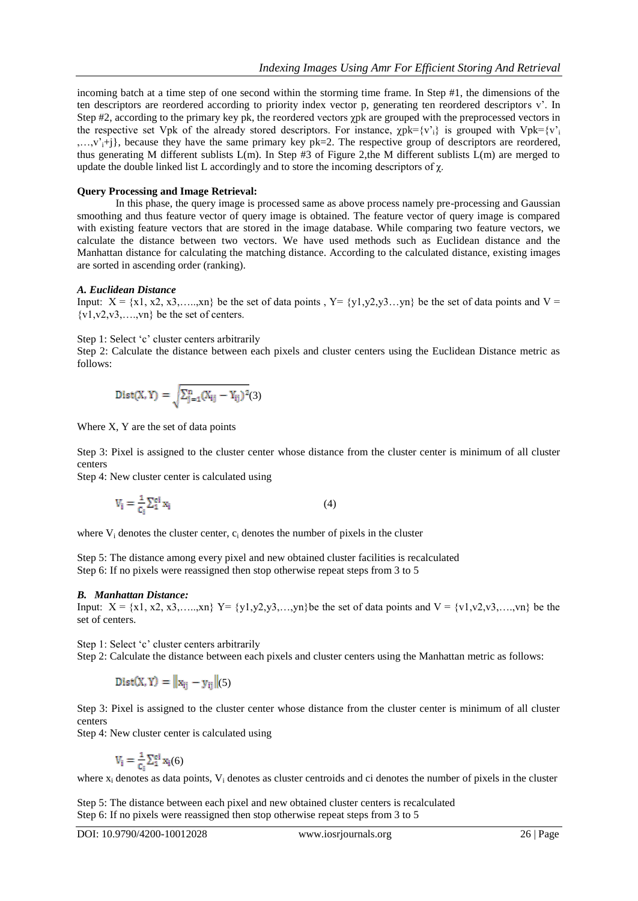incoming batch at a time step of one second within the storming time frame. In Step #1, the dimensions of the ten descriptors are reordered according to priority index vector p, generating ten reordered descriptors v'. In Step #2, according to the primary key pk, the reordered vectors χpk are grouped with the preprocessed vectors in the respective set Vpk of the already stored descriptors. For instance, χpk={$v'_i$} is grouped with Vpk={$v'_i$ ,…,$v'_i$+j}, because they have the same primary key pk=2. The respective group of descriptors are reordered, thus generating M different sublists L(m). In Step #3 of Figure 2,the M different sublists L(m) are merged to update the double linked list L accordingly and to store the incoming descriptors of χ.

**Query Processing and Image Retrieval:**

In this phase, the query image is processed same as above process namely pre-processing and Gaussian smoothing and thus feature vector of query image is obtained. The feature vector of query image is compared with existing feature vectors that are stored in the image database. While comparing two feature vectors, we calculate the distance between two vectors. We have used methods such as Euclidean distance and the Manhattan distance for calculating the matching distance. According to the calculated distance, existing images are sorted in ascending order (ranking).

***A. Euclidean Distance***

Input: X = {x1, x2, x3,…..,xn} be the set of data points , Y= {y1,y2,y3…yn} be the set of data points and V = {v1,v2,v3,….,vn} be the set of centers.

Step 1: Select 'c' cluster centers arbitrarily

Step 2: Calculate the distance between each pixels and cluster centers using the Euclidean Distance metric as follows:

$$\mathrm{Dist}(X, Y) = \sqrt{\sum_{j=1}^{n} (X_{ij} - Y_{ij})^2} \quad (3)$$

Where X, Y are the set of data points

Step 3: Pixel is assigned to the cluster center whose distance from the cluster center is minimum of all cluster centers

Step 4: New cluster center is calculated using

$$V_i = \frac{1}{c_i} \sum_{1}^{ci} x_i \quad (4)$$

where $V_i$ denotes the cluster center, $c_i$ denotes the number of pixels in the cluster

Step 5: The distance among every pixel and new obtained cluster facilities is recalculated

Step 6: If no pixels were reassigned then stop otherwise repeat steps from 3 to 5

***B. Manhattan Distance:***

Input: X = {x1, x2, x3,…..,xn} Y= {y1,y2,y3,…,yn}be the set of data points and V = {v1,v2,v3,….,vn} be the set of centers.

Step 1: Select 'c' cluster centers arbitrarily

Step 2: Calculate the distance between each pixels and cluster centers using the Manhattan metric as follows:

$$\mathrm{Dist}(X, Y) = \| x_{ij} - y_{ij} \| \quad (5)$$

Step 3: Pixel is assigned to the cluster center whose distance from the cluster center is minimum of all cluster centers

Step 4: New cluster center is calculated using

$$V_i = \frac{1}{c_i} \sum_{1}^{ci} x_i \quad (6)$$

where $x_i$ denotes as data points, $V_i$ denotes as cluster centroids and ci denotes the number of pixels in the cluster

Step 5: The distance between each pixel and new obtained cluster centers is recalculated

Step 6: If no pixels were reassigned then stop otherwise repeat steps from 3 to 5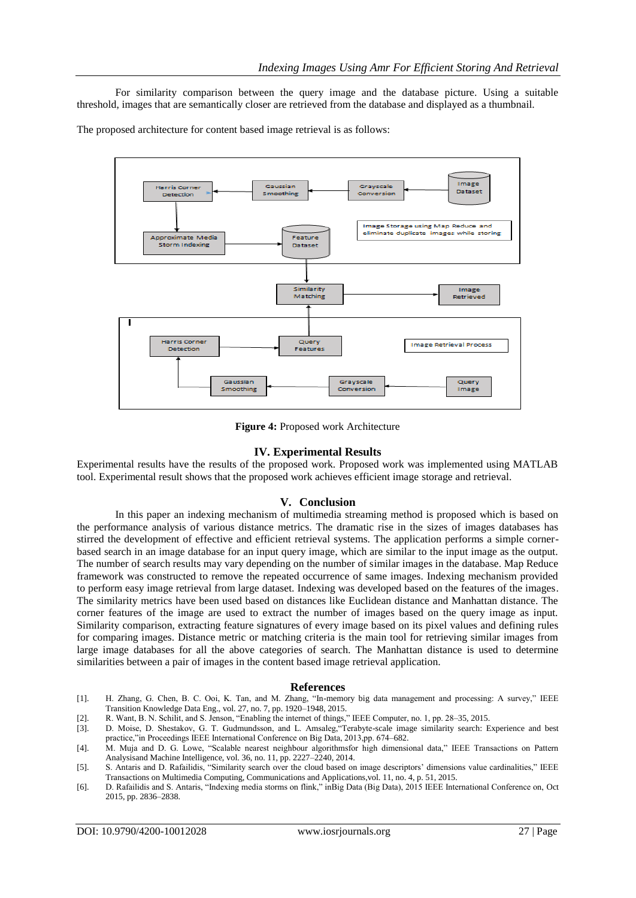For similarity comparison between the query image and the database picture. Using a suitable threshold, images that are semantically closer are retrieved from the database and displayed as a thumbnail.

The proposed architecture for content based image retrieval is as follows:

Harris Corner Detection
Gaussian Smoothing
Grayscale Conversion
Image Dataset
Image Storage using Map Reduce and eliminate duplicate images while storing
Approximate Media Storm Indexing
Feature Dataset
Similarity Matching
Image Retrieved
Harris Corner Detection
Query Features
Image Retrieval Process
Gaussian Smoothing
Grayscale Conversion
Query Image

**Figure 4:** Proposed work Architecture

## IV. Experimental Results

Experimental results have the results of the proposed work. Proposed work was implemented using MATLAB tool. Experimental result shows that the proposed work achieves efficient image storage and retrieval.

## V. Conclusion

In this paper an indexing mechanism of multimedia streaming method is proposed which is based on the performance analysis of various distance metrics. The dramatic rise in the sizes of images databases has stirred the development of effective and efficient retrieval systems. The application performs a simple corner-based search in an image database for an input query image, which are similar to the input image as the output. The number of search results may vary depending on the number of similar images in the database. Map Reduce framework was constructed to remove the repeated occurrence of same images. Indexing mechanism provided to perform easy image retrieval from large dataset. Indexing was developed based on the features of the images. The similarity metrics have been used based on distances like Euclidean distance and Manhattan distance. The corner features of the image are used to extract the number of images based on the query image as input. Similarity comparison, extracting feature signatures of every image based on its pixel values and defining rules for comparing images. Distance metric or matching criteria is the main tool for retrieving similar images from large image databases for all the above categories of search. The Manhattan distance is used to determine similarities between a pair of images in the content based image retrieval application.

## References

[1]. H. Zhang, G. Chen, B. C. Ooi, K. Tan, and M. Zhang, "In-memory big data management and processing: A survey," IEEE Transition Knowledge Data Eng., vol. 27, no. 7, pp. 1920–1948, 2015.

[2]. R. Want, B. N. Schilit, and S. Jenson, "Enabling the internet of things," IEEE Computer, no. 1, pp. 28–35, 2015.

[3]. D. Moise, D. Shestakov, G. T. Gudmundsson, and L. Amsaleg,"Terabyte-scale image similarity search: Experience and best practice,"in Proceedings IEEE International Conference on Big Data, 2013,pp. 674–682.

[4]. M. Muja and D. G. Lowe, "Scalable nearest neighbour algorithmsfor high dimensional data," IEEE Transactions on Pattern Analysisand Machine Intelligence, vol. 36, no. 11, pp. 2227–2240, 2014.

[5]. S. Antaris and D. Rafailidis, "Similarity search over the cloud based on image descriptors' dimensions value cardinalities," IEEE Transactions on Multimedia Computing, Communications and Applications,vol. 11, no. 4, p. 51, 2015.

[6]. D. Rafailidis and S. Antaris, "Indexing media storms on flink," inBig Data (Big Data), 2015 IEEE International Conference on, Oct 2015, pp. 2836–2838.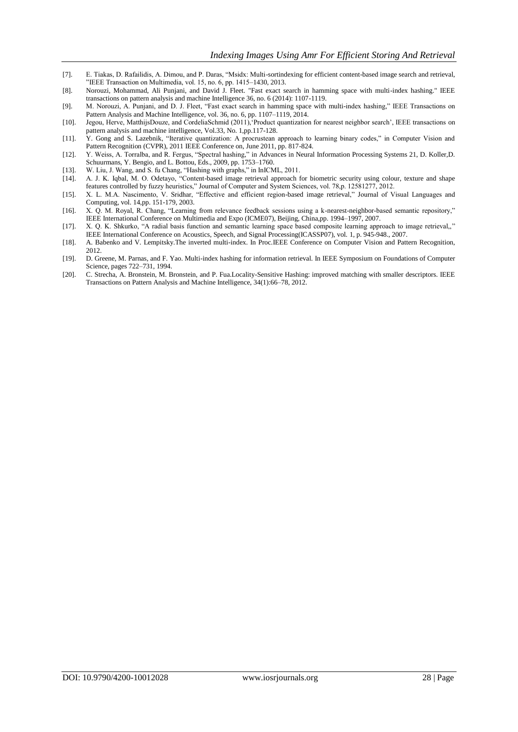[7]. E. Tiakas, D. Rafailidis, A. Dimou, and P. Daras, "Msidx: Multi-sortindexing for efficient content-based image search and retrieval, "IEEE Transaction on Multimedia, vol. 15, no. 6, pp. 1415–1430, 2013.

[8]. Norouzi, Mohammad, Ali Punjani, and David J. Fleet. "Fast exact search in hamming space with multi-index hashing." IEEE transactions on pattern analysis and machine Intelligence 36, no. 6 (2014): 1107-1119.

[9]. M. Norouzi, A. Punjani, and D. J. Fleet, "Fast exact search in hamming space with multi-index hashing," IEEE Transactions on Pattern Analysis and Machine Intelligence, vol. 36, no. 6, pp. 1107–1119, 2014.

[10]. Jegou, Herve, MatthijsDouze, and CordeliaSchmid (2011),'Product quantization for nearest neighbor search', IEEE transactions on pattern analysis and machine intelligence, Vol.33, No. 1,pp.117-128.

[11]. Y. Gong and S. Lazebnik, "Iterative quantization: A procrustean approach to learning binary codes," in Computer Vision and Pattern Recognition (CVPR), 2011 IEEE Conference on, June 2011, pp. 817-824.

[12]. Y. Weiss, A. Torralba, and R. Fergus, "Spectral hashing," in Advances in Neural Information Processing Systems 21, D. Koller,D. Schuurmans, Y. Bengio, and L. Bottou, Eds., 2009, pp. 1753–1760.

[13]. W. Liu, J. Wang, and S. fu Chang, "Hashing with graphs," in InICML, 2011.

[14]. A. J. K. Iqbal, M. O. Odetayo, "Content-based image retrieval approach for biometric security using colour, texture and shape features controlled by fuzzy heuristics," Journal of Computer and System Sciences, vol. 78,p. 12581277, 2012.

[15]. X. L. M.A. Nascimento, V. Sridhar, "Effective and efficient region-based image retrieval," Journal of Visual Languages and Computing, vol. 14,pp. 151-179, 2003.

[16]. X. Q. M. Royal, R. Chang, "Learning from relevance feedback sessions using a k-nearest-neighbor-based semantic repository," IEEE International Conference on Multimedia and Expo (ICME07), Beijing, China,pp. 1994–1997, 2007.

[17]. X. Q. K. Shkurko, "A radial basis function and semantic learning space based composite learning approach to image retrieval,," IEEE International Conference on Acoustics, Speech, and Signal Processing(ICASSP07), vol. 1, p. 945-948., 2007.

[18]. A. Babenko and V. Lempitsky.The inverted multi-index. In Proc.IEEE Conference on Computer Vision and Pattern Recognition, 2012.

[19]. D. Greene, M. Parnas, and F. Yao. Multi-index hashing for information retrieval. In IEEE Symposium on Foundations of Computer Science, pages 722–731, 1994.

[20]. C. Strecha, A. Bronstein, M. Bronstein, and P. Fua.Locality-Sensitive Hashing: improved matching with smaller descriptors. IEEE Transactions on Pattern Analysis and Machine Intelligence, 34(1):66–78, 2012.